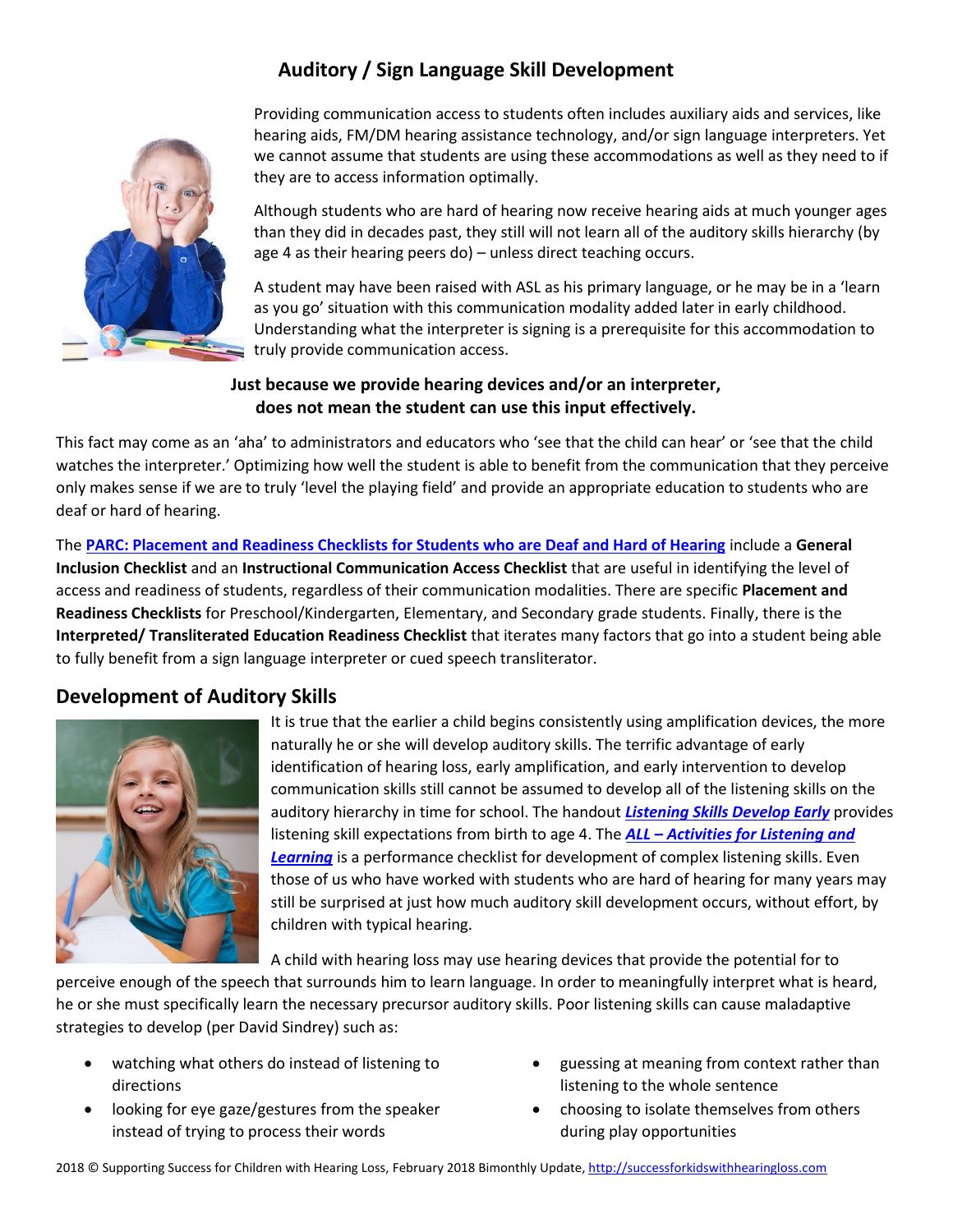# Auditory / Sign Language Skill Development

Providing communication access to students often includes auxiliary aids and services, like hearing aids, FM/DM hearing assistance technology, and/or sign language interpreters. Yet we cannot assume that students are using these accommodations as well as they need to if they are to access information optimally.

Although students who are hard of hearing now receive hearing aids at much younger ages than they did in decades past, they still will not learn all of the auditory skills hierarchy (by age 4 as their hearing peers do) – unless direct teaching occurs.

A student may have been raised with ASL as his primary language, or he may be in a 'learn as you go' situation with this communication modality added later in early childhood. Understanding what the interpreter is signing is a prerequisite for this accommodation to truly provide communication access.

**Just because we provide hearing devices and/or an interpreter, does not mean the student can use this input effectively.**

This fact may come as an 'aha' to administrators and educators who 'see that the child can hear' or 'see that the child watches the interpreter.' Optimizing how well the student is able to benefit from the communication that they perceive only makes sense if we are to truly 'level the playing field' and provide an appropriate education to students who are deaf or hard of hearing.

The **PARC: Placement and Readiness Checklists for Students who are Deaf and Hard of Hearing** include a **General Inclusion Checklist** and an **Instructional Communication Access Checklist** that are useful in identifying the level of access and readiness of students, regardless of their communication modalities. There are specific **Placement and Readiness Checklists** for Preschool/Kindergarten, Elementary, and Secondary grade students. Finally, there is the **Interpreted/ Transliterated Education Readiness Checklist** that iterates many factors that go into a student being able to fully benefit from a sign language interpreter or cued speech transliterator.

## Development of Auditory Skills

It is true that the earlier a child begins consistently using amplification devices, the more naturally he or she will develop auditory skills. The terrific advantage of early identification of hearing loss, early amplification, and early intervention to develop communication skills still cannot be assumed to develop all of the listening skills on the auditory hierarchy in time for school. The handout ***Listening Skills Develop Early*** provides listening skill expectations from birth to age 4. The ***ALL – Activities for Listening and Learning*** is a performance checklist for development of complex listening skills. Even those of us who have worked with students who are hard of hearing for many years may still be surprised at just how much auditory skill development occurs, without effort, by children with typical hearing.

A child with hearing loss may use hearing devices that provide the potential for to perceive enough of the speech that surrounds him to learn language. In order to meaningfully interpret what is heard, he or she must specifically learn the necessary precursor auditory skills. Poor listening skills can cause maladaptive strategies to develop (per David Sindrey) such as:

- watching what others do instead of listening to directions
- looking for eye gaze/gestures from the speaker instead of trying to process their words
- guessing at meaning from context rather than listening to the whole sentence
- choosing to isolate themselves from others during play opportunities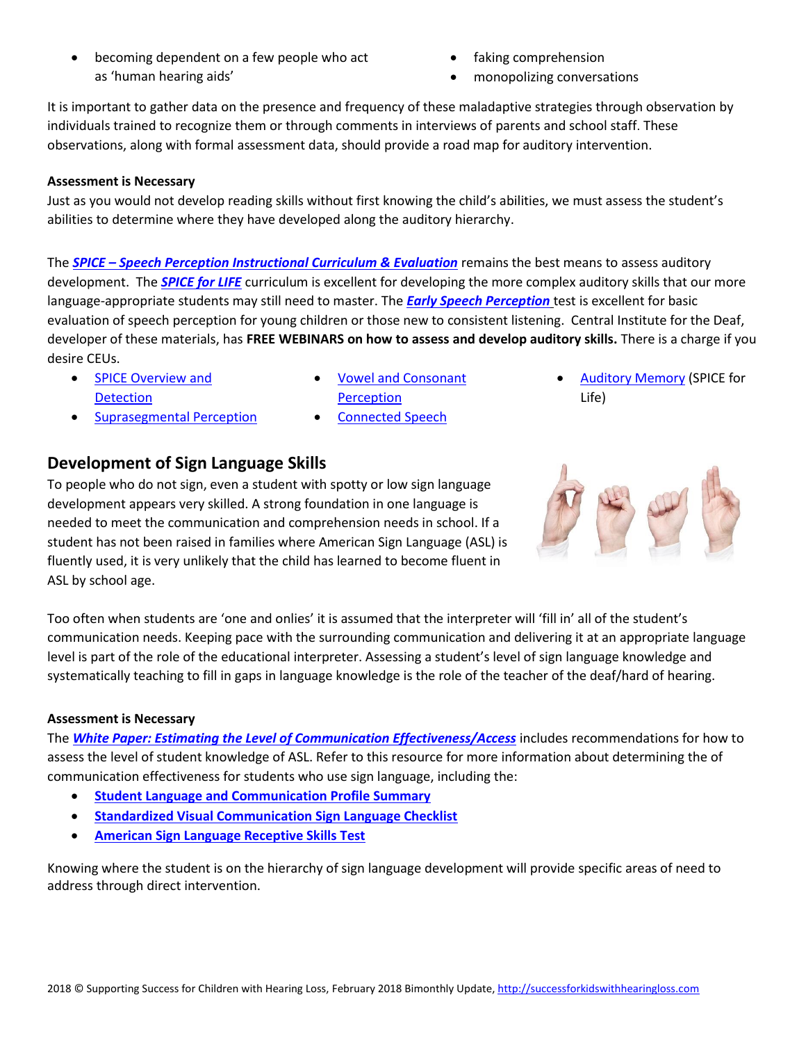- becoming dependent on a few people who act as 'human hearing aids'
- faking comprehension
- monopolizing conversations

It is important to gather data on the presence and frequency of these maladaptive strategies through observation by individuals trained to recognize them or through comments in interviews of parents and school staff. These observations, along with formal assessment data, should provide a road map for auditory intervention.

**Assessment is Necessary**

Just as you would not develop reading skills without first knowing the child's abilities, we must assess the student's abilities to determine where they have developed along the auditory hierarchy.

The ***SPICE – Speech Perception Instructional Curriculum & Evaluation*** remains the best means to assess auditory development. The ***SPICE for LIFE*** curriculum is excellent for developing the more complex auditory skills that our more language-appropriate students may still need to master. The ***Early Speech Perception*** test is excellent for basic evaluation of speech perception for young children or those new to consistent listening. Central Institute for the Deaf, developer of these materials, has **FREE WEBINARS on how to assess and develop auditory skills.** There is a charge if you desire CEUs.

- SPICE Overview and Detection
- Suprasegmental Perception
- Vowel and Consonant Perception
- Connected Speech
- Auditory Memory (SPICE for Life)

## Development of Sign Language Skills

To people who do not sign, even a student with spotty or low sign language development appears very skilled. A strong foundation in one language is needed to meet the communication and comprehension needs in school. If a student has not been raised in families where American Sign Language (ASL) is fluently used, it is very unlikely that the child has learned to become fluent in ASL by school age.

Too often when students are 'one and onlies' it is assumed that the interpreter will 'fill in' all of the student's communication needs. Keeping pace with the surrounding communication and delivering it at an appropriate language level is part of the role of the educational interpreter. Assessing a student's level of sign language knowledge and systematically teaching to fill in gaps in language knowledge is the role of the teacher of the deaf/hard of hearing.

**Assessment is Necessary**

The ***White Paper: Estimating the Level of Communication Effectiveness/Access*** includes recommendations for how to assess the level of student knowledge of ASL. Refer to this resource for more information about determining the of communication effectiveness for students who use sign language, including the:

- **Student Language and Communication Profile Summary**
- **Standardized Visual Communication Sign Language Checklist**
- **American Sign Language Receptive Skills Test**

Knowing where the student is on the hierarchy of sign language development will provide specific areas of need to address through direct intervention.